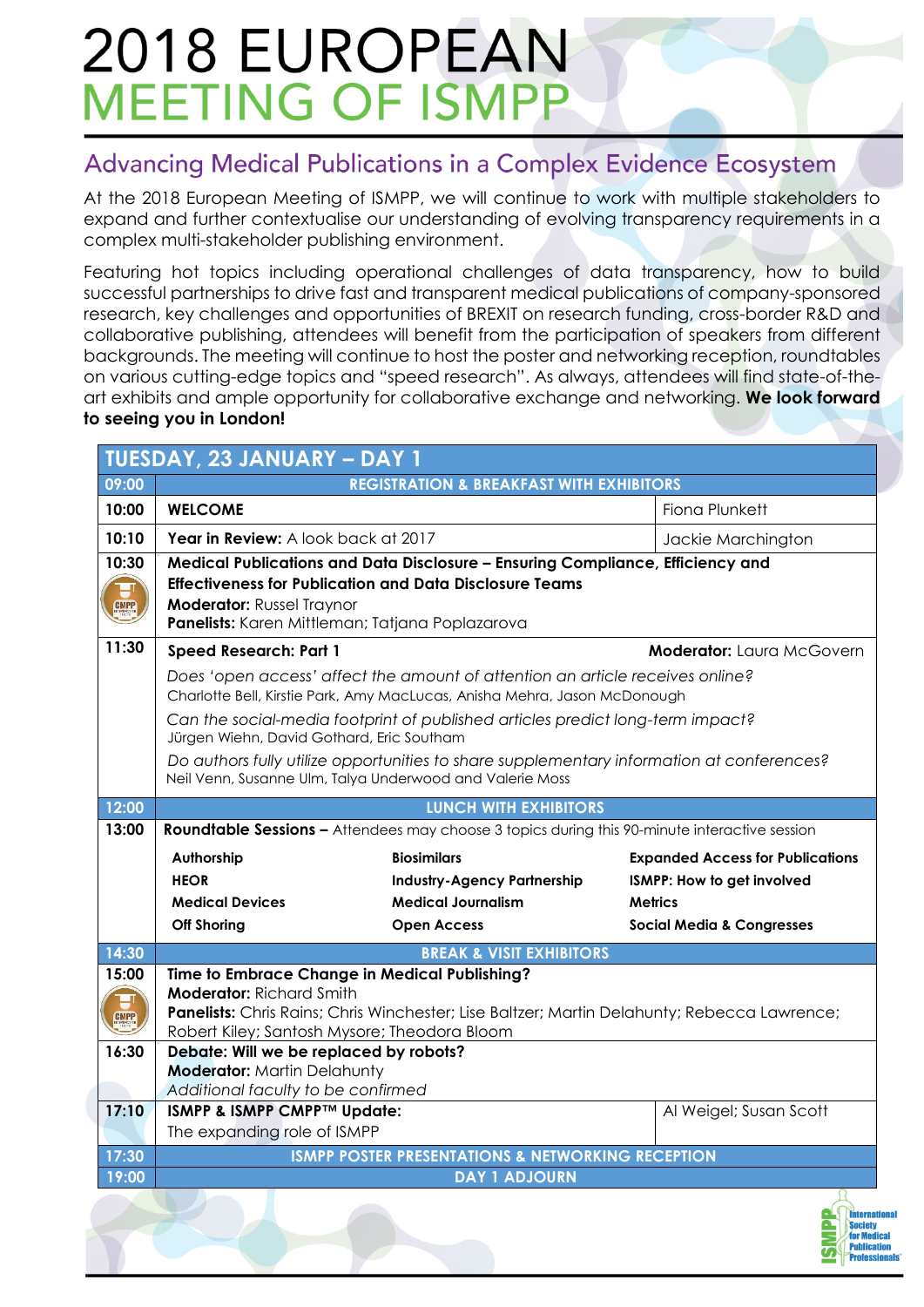# 2018 EUROPEAN MEETING OF ISMPP

## Advancing Medical Publications in a Complex Evidence Ecosystem

At the 2018 European Meeting of ISMPP, we will continue to work with multiple stakeholders to expand and further contextualise our understanding of evolving transparency requirements in a complex multi-stakeholder publishing environment.

Featuring hot topics including operational challenges of data transparency, how to build successful partnerships to drive fast and transparent medical publications of company-sponsored research, key challenges and opportunities of BREXIT on research funding, cross-border R&D and collaborative publishing, attendees will benefit from the participation of speakers from different backgrounds. The meeting will continue to host the poster and networking reception, roundtables on various cutting-edge topics and "speed research". As always, attendees will find state-of-the-art exhibits and ample opportunity for collaborative exchange and networking. **We look forward to seeing you in London!**

## TUESDAY, 23 JANUARY – DAY 1

| Time | Session | Speakers |
|---|---|---|
| 09:00 | **REGISTRATION & BREAKFAST WITH EXHIBITORS** | |
| 10:00 | **WELCOME** | Fiona Plunkett |
| 10:10 | **Year in Review:** A look back at 2017 | Jackie Marchington |
| 10:30 (CMPP) | **Medical Publications and Data Disclosure – Ensuring Compliance, Efficiency and Effectiveness for Publication and Data Disclosure Teams**<br>**Moderator:** Russel Traynor<br>**Panelists:** Karen Mittleman; Tatjana Poplazarova | |
| 11:30 | **Speed Research: Part 1**<br>*Does 'open access' affect the amount of attention an article receives online?*<br>Charlotte Bell, Kirstie Park, Amy MacLucas, Anisha Mehra, Jason McDonough<br>*Can the social-media footprint of published articles predict long-term impact?*<br>Jürgen Wiehn, David Gothard, Eric Southam<br>*Do authors fully utilize opportunities to share supplementary information at conferences?*<br>Neil Venn, Susanne Ulm, Talya Underwood and Valerie Moss | **Moderator:** Laura McGovern |
| 12:00 | **LUNCH WITH EXHIBITORS** | |
| 13:00 | **Roundtable Sessions –** Attendees may choose 3 topics during this 90-minute interactive session<br>**Authorship** · **Biosimilars** · **Expanded Access for Publications** · **HEOR** · **Industry-Agency Partnership** · **ISMPP: How to get involved** · **Medical Devices** · **Medical Journalism** · **Metrics** · **Off Shoring** · **Open Access** · **Social Media & Congresses** | |
| 14:30 | **BREAK & VISIT EXHIBITORS** | |
| 15:00 (CMPP) | **Time to Embrace Change in Medical Publishing?**<br>**Moderator:** Richard Smith<br>**Panelists:** Chris Rains; Chris Winchester; Lise Baltzer; Martin Delahunty; Rebecca Lawrence; Robert Kiley; Santosh Mysore; Theodora Bloom | |
| 16:30 | **Debate: Will we be replaced by robots?**<br>**Moderator:** Martin Delahunty<br>*Additional faculty to be confirmed* | |
| 17:10 | **ISMPP & ISMPP CMPP™ Update:**<br>The expanding role of ISMPP | Al Weigel; Susan Scott |
| 17:30 | **ISMPP POSTER PRESENTATIONS & NETWORKING RECEPTION** | |
| 19:00 | **DAY 1 ADJOURN** | |

ISMPP – International Society for Medical Publication Professionals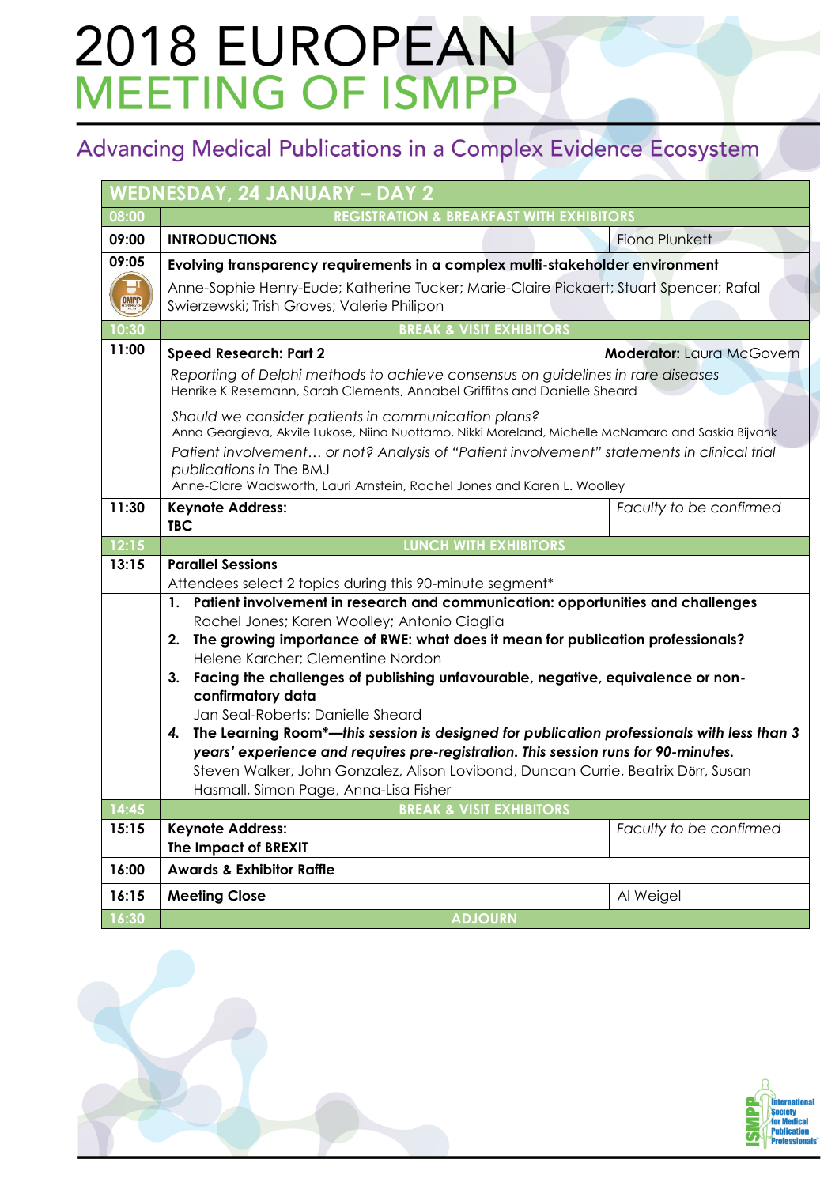# 2018 EUROPEAN MEETING OF ISMPP

## Advancing Medical Publications in a Complex Evidence Ecosystem

| WEDNESDAY, 24 JANUARY – DAY 2 | | |
|---|---|---|
| 08:00 | REGISTRATION & BREAKFAST WITH EXHIBITORS | |
| 09:00 | **INTRODUCTIONS** | Fiona Plunkett |
| 09:05 | **Evolving transparency requirements in a complex multi-stakeholder environment**<br>Anne-Sophie Henry-Eude; Katherine Tucker; Marie-Claire Pickaert; Stuart Spencer; Rafal Swierzewski; Trish Groves; Valerie Philipon | |
| 10:30 | BREAK & VISIT EXHIBITORS | |
| 11:00 | **Speed Research: Part 2**<br>*Reporting of Delphi methods to achieve consensus on guidelines in rare diseases*<br>Henrike K Resemann, Sarah Clements, Annabel Griffiths and Danielle Sheard<br>*Should we consider patients in communication plans?*<br>Anna Georgieva, Akvile Lukose, Niina Nuottamo, Nikki Moreland, Michelle McNamara and Saskia Bijvank<br>*Patient involvement… or not? Analysis of "Patient involvement" statements in clinical trial publications in* The BMJ<br>Anne-Clare Wadsworth, Lauri Arnstein, Rachel Jones and Karen L. Woolley | **Moderator:** Laura McGovern |
| 11:30 | **Keynote Address:**<br>**TBC** | *Faculty to be confirmed* |
| 12:15 | LUNCH WITH EXHIBITORS | |
| 13:15 | **Parallel Sessions**<br>Attendees select 2 topics during this 90-minute segment* | |
| | 1. **Patient involvement in research and communication: opportunities and challenges**<br>Rachel Jones; Karen Woolley; Antonio Ciaglia<br>2. **The growing importance of RWE: what does it mean for publication professionals?**<br>Helene Karcher; Clementine Nordon<br>3. **Facing the challenges of publishing unfavourable, negative, equivalence or non-confirmatory data**<br>Jan Seal-Roberts; Danielle Sheard<br>4. **The Learning Room*—*this session is designed for publication professionals with less than 3 years' experience and requires pre-registration. This session runs for 90-minutes.***<br>Steven Walker, John Gonzalez, Alison Lovibond, Duncan Currie, Beatrix Dörr, Susan Hasmall, Simon Page, Anna-Lisa Fisher | |
| 14:45 | BREAK & VISIT EXHIBITORS | |
| 15:15 | **Keynote Address:**<br>**The Impact of BREXIT** | *Faculty to be confirmed* |
| 16:00 | **Awards & Exhibitor Raffle** | |
| 16:15 | **Meeting Close** | Al Weigel |
| 16:30 | ADJOURN | |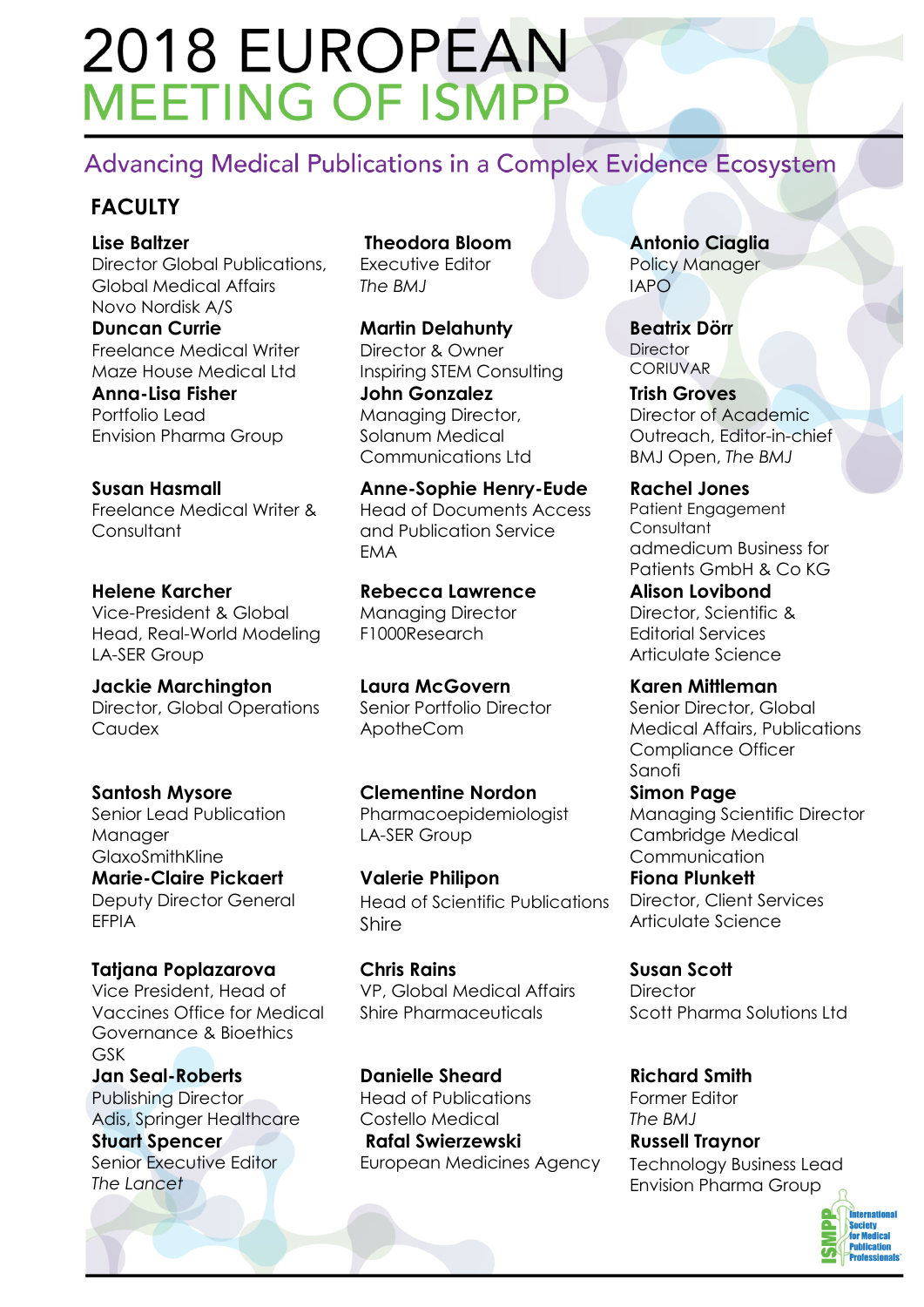# 2018 EUROPEAN MEETING OF ISMPP

## Advancing Medical Publications in a Complex Evidence Ecosystem

### FACULTY

**Lise Baltzer**
Director Global Publications, Global Medical Affairs
Novo Nordisk A/S

**Duncan Currie**
Freelance Medical Writer
Maze House Medical Ltd

**Anna-Lisa Fisher**
Portfolio Lead
Envision Pharma Group

**Susan Hasmall**
Freelance Medical Writer & Consultant

**Helene Karcher**
Vice-President & Global Head, Real-World Modeling
LA-SER Group

**Jackie Marchington**
Director, Global Operations
Caudex

**Santosh Mysore**
Senior Lead Publication Manager
GlaxoSmithKline

**Marie-Claire Pickaert**
Deputy Director General
EFPIA

**Tatjana Poplazarova**
Vice President, Head of Vaccines Office for Medical Governance & Bioethics
GSK

**Jan Seal-Roberts**
Publishing Director
Adis, Springer Healthcare

**Stuart Spencer**
Senior Executive Editor
*The Lancet*

**Theodora Bloom**
Executive Editor
*The BMJ*

**Martin Delahunty**
Director & Owner
Inspiring STEM Consulting

**John Gonzalez**
Managing Director, Solanum Medical Communications Ltd

**Anne-Sophie Henry-Eude**
Head of Documents Access and Publication Service
EMA

**Rebecca Lawrence**
Managing Director
F1000Research

**Laura McGovern**
Senior Portfolio Director
ApotheCom

**Clementine Nordon**
Pharmacoepidemiologist
LA-SER Group

**Valerie Philipon**
Head of Scientific Publications
Shire

**Chris Rains**
VP, Global Medical Affairs
Shire Pharmaceuticals

**Danielle Sheard**
Head of Publications
Costello Medical

**Rafal Swierzewski**
European Medicines Agency

**Antonio Ciaglia**
Policy Manager
IAPO

**Beatrix Dörr**
Director
CORIUVAR

**Trish Groves**
Director of Academic Outreach, Editor-in-chief
BMJ Open, *The BMJ*

**Rachel Jones**
Patient Engagement Consultant
admedicum Business for Patients GmbH & Co KG

**Alison Lovibond**
Director, Scientific & Editorial Services
Articulate Science

**Karen Mittleman**
Senior Director, Global Medical Affairs, Publications Compliance Officer
Sanofi

**Simon Page**
Managing Scientific Director
Cambridge Medical Communication

**Fiona Plunkett**
Director, Client Services
Articulate Science

**Susan Scott**
Director
Scott Pharma Solutions Ltd

**Richard Smith**
Former Editor
*The BMJ*

**Russell Traynor**
Technology Business Lead
Envision Pharma Group

ISMPP International Society for Medical Publication Professionals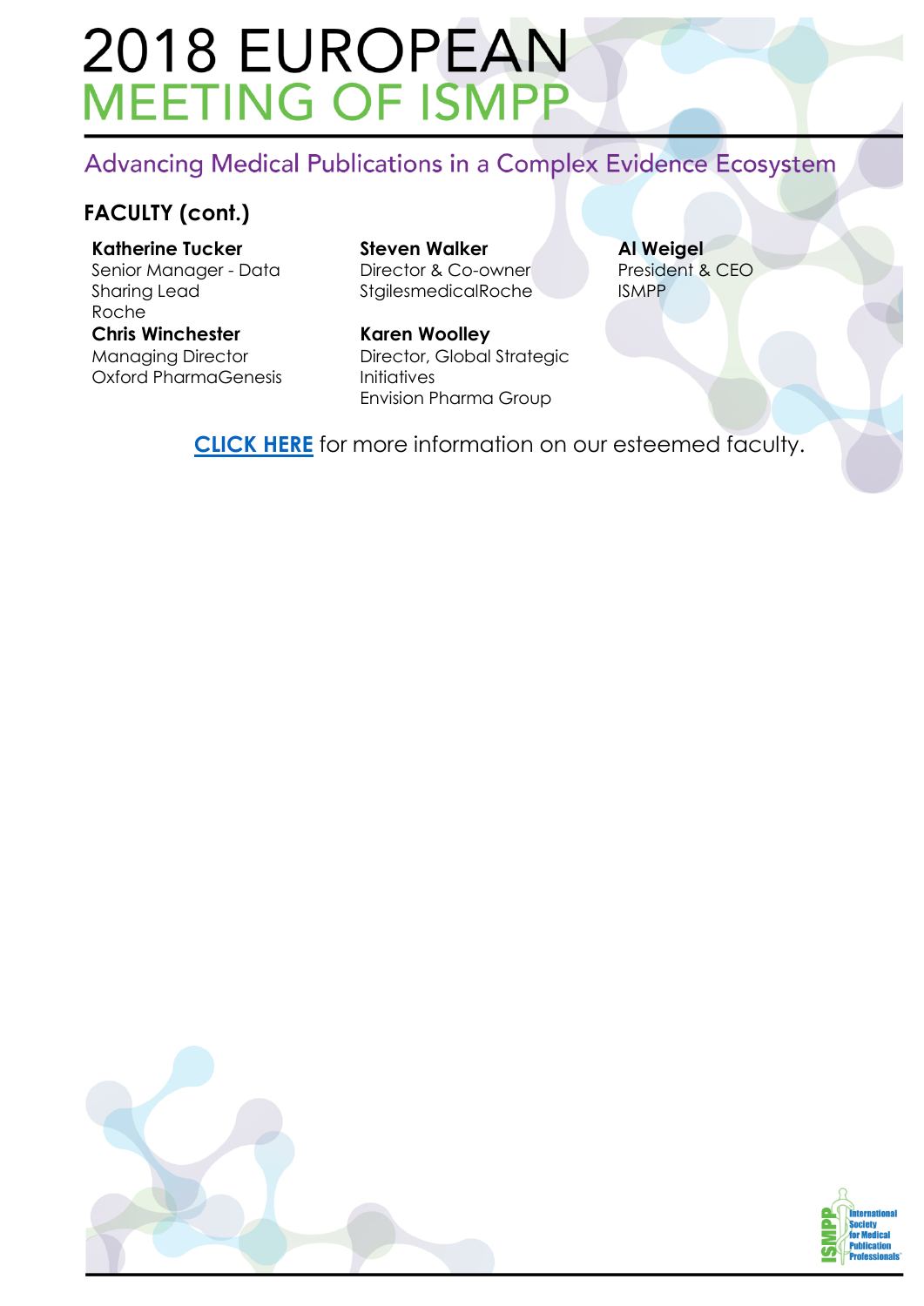# 2018 EUROPEAN MEETING OF ISMPP

## Advancing Medical Publications in a Complex Evidence Ecosystem

### FACULTY (cont.)

**Katherine Tucker**
Senior Manager - Data Sharing Lead
Roche

**Chris Winchester**
Managing Director
Oxford PharmaGenesis

**Steven Walker**
Director & Co-owner
StgilesmedicalRoche

**Karen Woolley**
Director, Global Strategic Initiatives
Envision Pharma Group

**Al Weigel**
President & CEO
ISMPP

**CLICK HERE** for more information on our esteemed faculty.